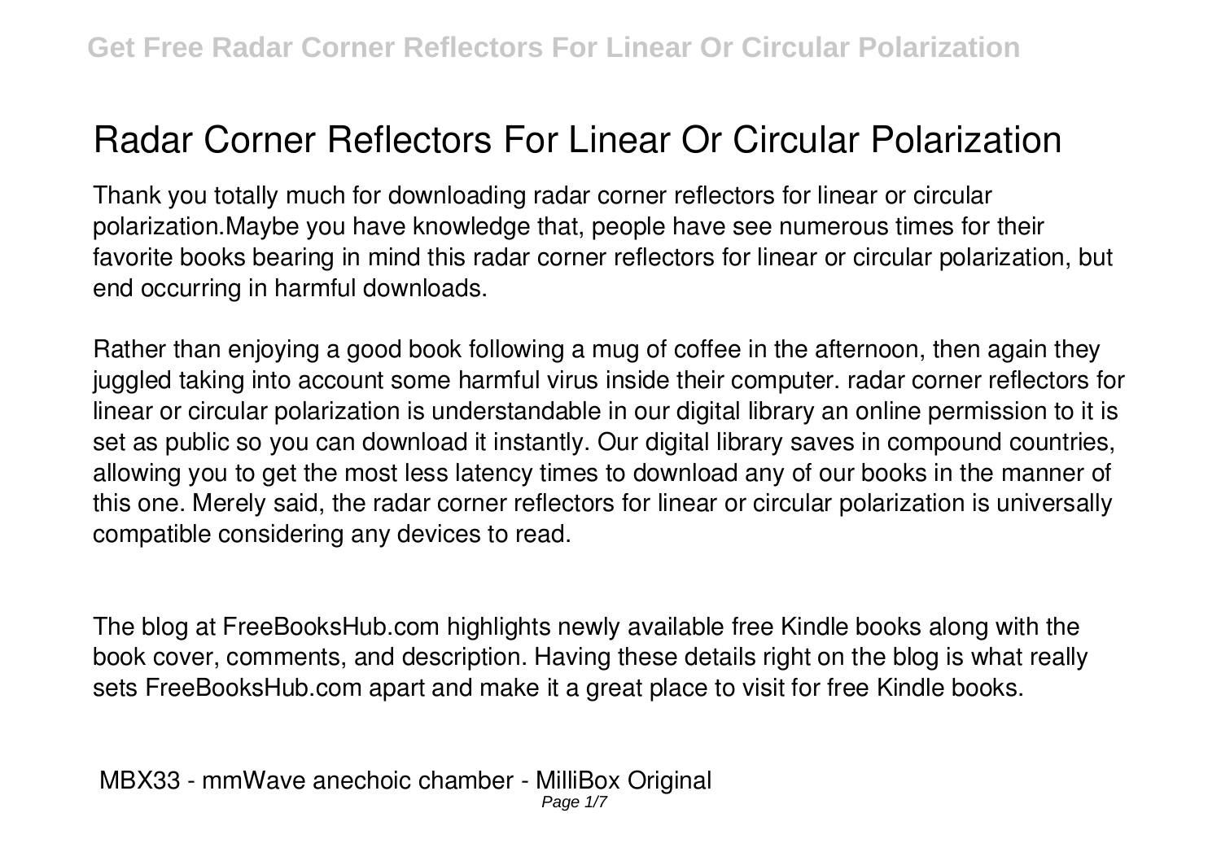# Radar Corner Reflectors For Linear Or Circular Polarization

Thank you totally much for downloading radar corner reflectors for linear or circular polarization.Maybe you have knowledge that, people have see numerous times for their favorite books bearing in mind this radar corner reflectors for linear or circular polarization, but end occurring in harmful downloads.

Rather than enjoying a good book following a mug of coffee in the afternoon, then again they juggled taking into account some harmful virus inside their computer. radar corner reflectors for linear or circular polarization is understandable in our digital library an online permission to it is set as public so you can download it instantly. Our digital library saves in compound countries, allowing you to get the most less latency times to download any of our books in the manner of this one. Merely said, the radar corner reflectors for linear or circular polarization is universally compatible considering any devices to read.

The blog at FreeBooksHub.com highlights newly available free Kindle books along with the book cover, comments, and description. Having these details right on the blog is what really sets FreeBooksHub.com apart and make it a great place to visit for free Kindle books.

## MBX33 - mmWave anechoic chamber - MilliBox Original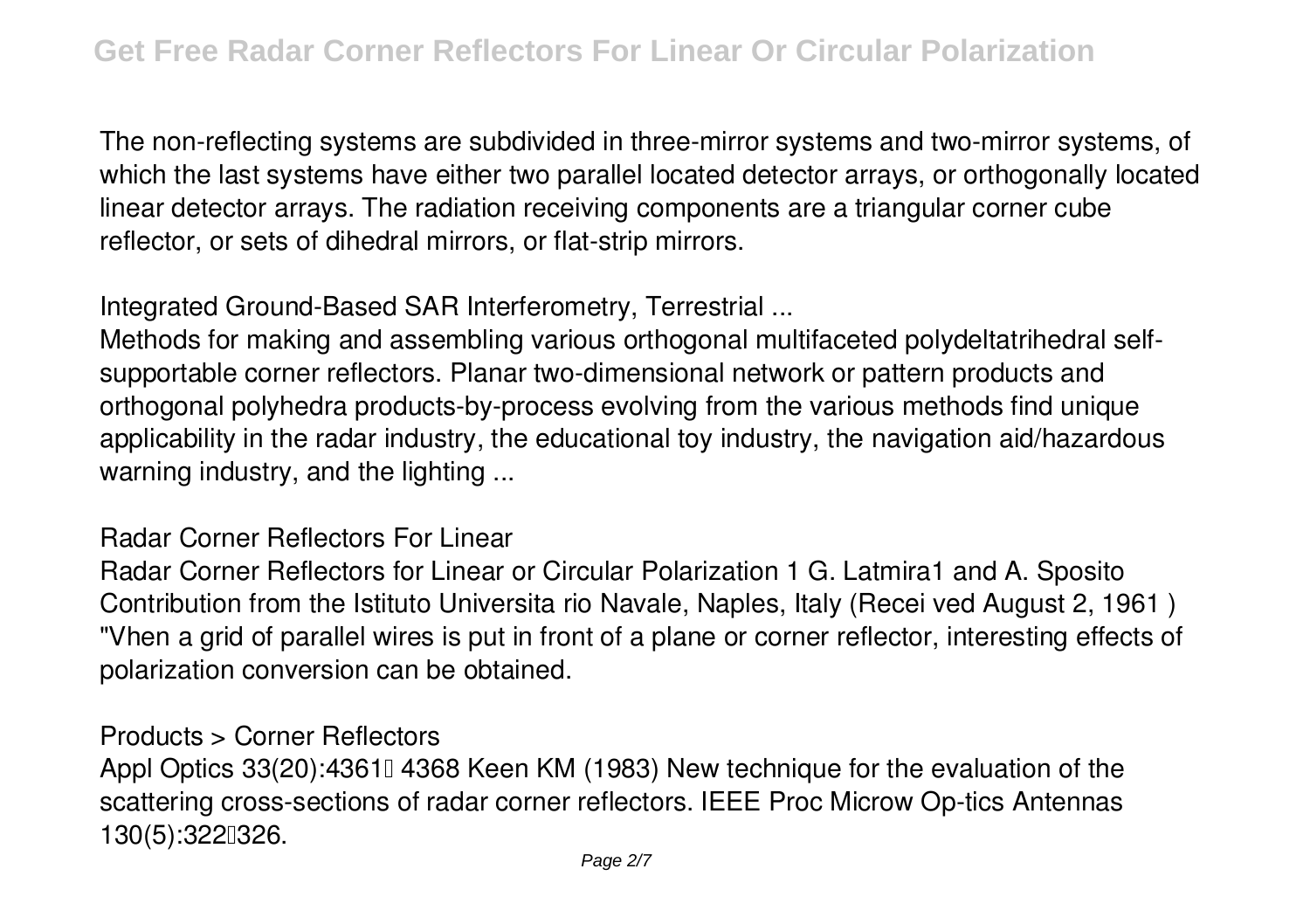The non-reflecting systems are subdivided in three-mirror systems and two-mirror systems, of which the last systems have either two parallel located detector arrays, or orthogonally located linear detector arrays. The radiation receiving components are a triangular corner cube reflector, or sets of dihedral mirrors, or flat-strip mirrors.

## Integrated Ground-Based SAR Interferometry, Terrestrial ...

Methods for making and assembling various orthogonal multifaceted polydeltatrihedral self-supportable corner reflectors. Planar two-dimensional network or pattern products and orthogonal polyhedra products-by-process evolving from the various methods find unique applicability in the radar industry, the educational toy industry, the navigation aid/hazardous warning industry, and the lighting ...

## Radar Corner Reflectors For Linear

Radar Corner Reflectors for Linear or Circular Polarization 1 G. Latmira1 and A. Sposito Contribution from the Istituto Universita rio Navale, Naples, Italy (Recei ved August 2, 1961 ) "Vhen a grid of parallel wires is put in front of a plane or corner reflector, interesting effects of polarization conversion can be obtained.

## Products > Corner Reflectors

Appl Optics 33(20):4361– 4368 Keen KM (1983) New technique for the evaluation of the scattering cross-sections of radar corner reflectors. IEEE Proc Microw Op-tics Antennas 130(5):322–326.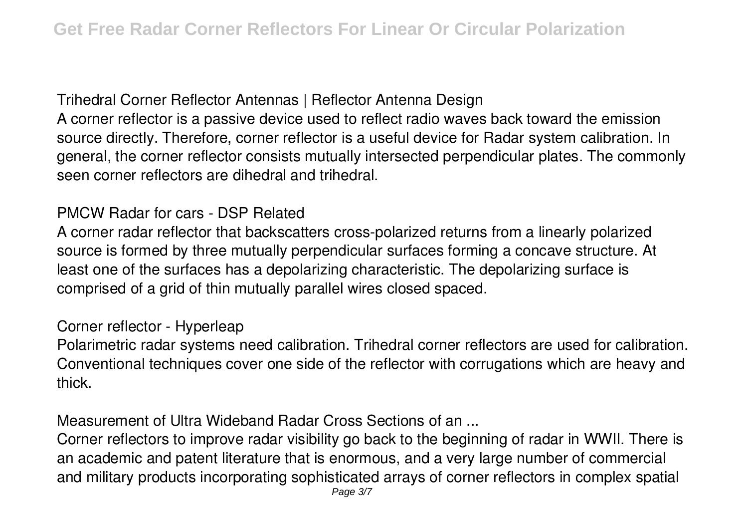## Trihedral Corner Reflector Antennas | Reflector Antenna Design

A corner reflector is a passive device used to reflect radio waves back toward the emission source directly. Therefore, corner reflector is a useful device for Radar system calibration. In general, the corner reflector consists mutually intersected perpendicular plates. The commonly seen corner reflectors are dihedral and trihedral.

## PMCW Radar for cars - DSP Related

A corner radar reflector that backscatters cross-polarized returns from a linearly polarized source is formed by three mutually perpendicular surfaces forming a concave structure. At least one of the surfaces has a depolarizing characteristic. The depolarizing surface is comprised of a grid of thin mutually parallel wires closed spaced.

## Corner reflector - Hyperleap

Polarimetric radar systems need calibration. Trihedral corner reflectors are used for calibration. Conventional techniques cover one side of the reflector with corrugations which are heavy and thick.

## Measurement of Ultra Wideband Radar Cross Sections of an ...

Corner reflectors to improve radar visibility go back to the beginning of radar in WWII. There is an academic and patent literature that is enormous, and a very large number of commercial and military products incorporating sophisticated arrays of corner reflectors in complex spatial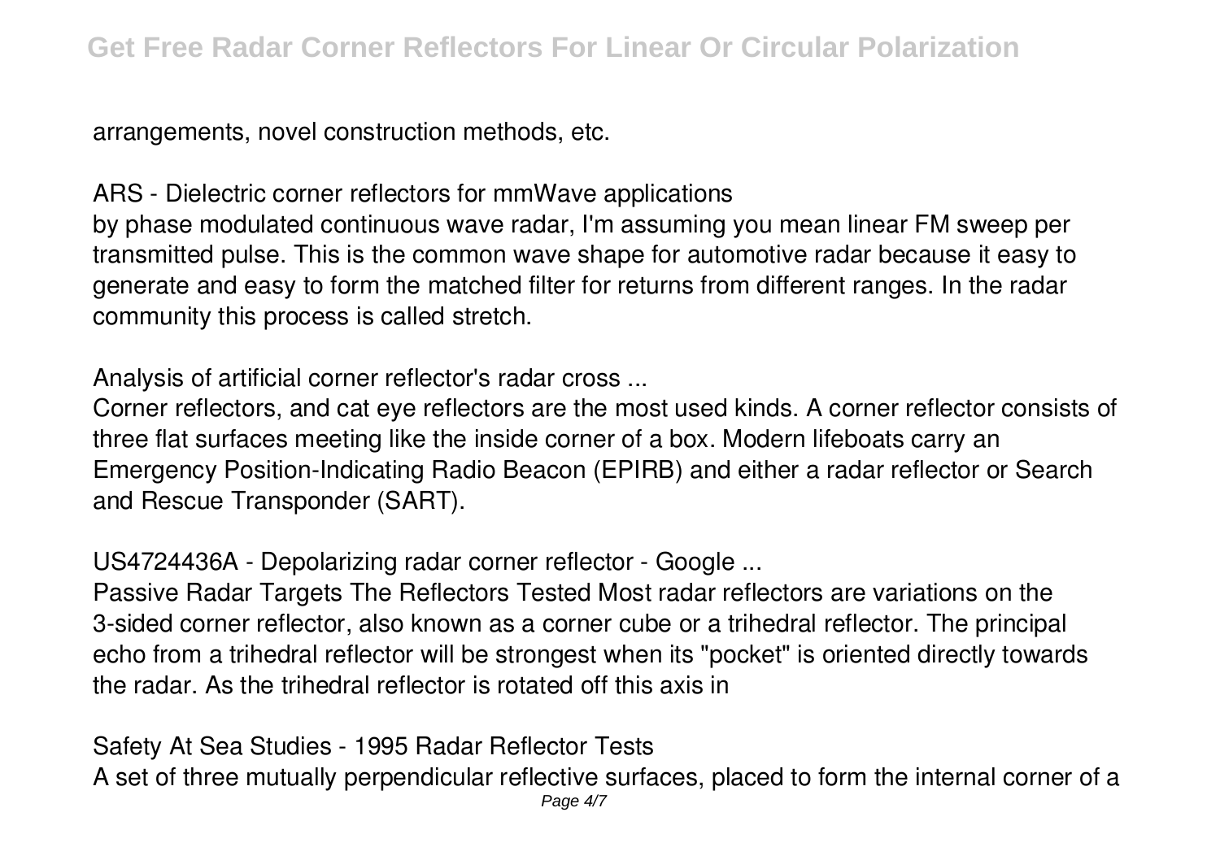arrangements, novel construction methods, etc.

**ARS - Dielectric corner reflectors for mmWave applications**

by phase modulated continuous wave radar, I'm assuming you mean linear FM sweep per transmitted pulse. This is the common wave shape for automotive radar because it easy to generate and easy to form the matched filter for returns from different ranges. In the radar community this process is called stretch.

**Analysis of artificial corner reflector's radar cross ...**

Corner reflectors, and cat eye reflectors are the most used kinds. A corner reflector consists of three flat surfaces meeting like the inside corner of a box. Modern lifeboats carry an Emergency Position-Indicating Radio Beacon (EPIRB) and either a radar reflector or Search and Rescue Transponder (SART).

**US4724436A - Depolarizing radar corner reflector - Google ...**

Passive Radar Targets The Reflectors Tested Most radar reflectors are variations on the 3-sided corner reflector, also known as a corner cube or a trihedral reflector. The principal echo from a trihedral reflector will be strongest when its "pocket" is oriented directly towards the radar. As the trihedral reflector is rotated off this axis in

**Safety At Sea Studies - 1995 Radar Reflector Tests**

A set of three mutually perpendicular reflective surfaces, placed to form the internal corner of a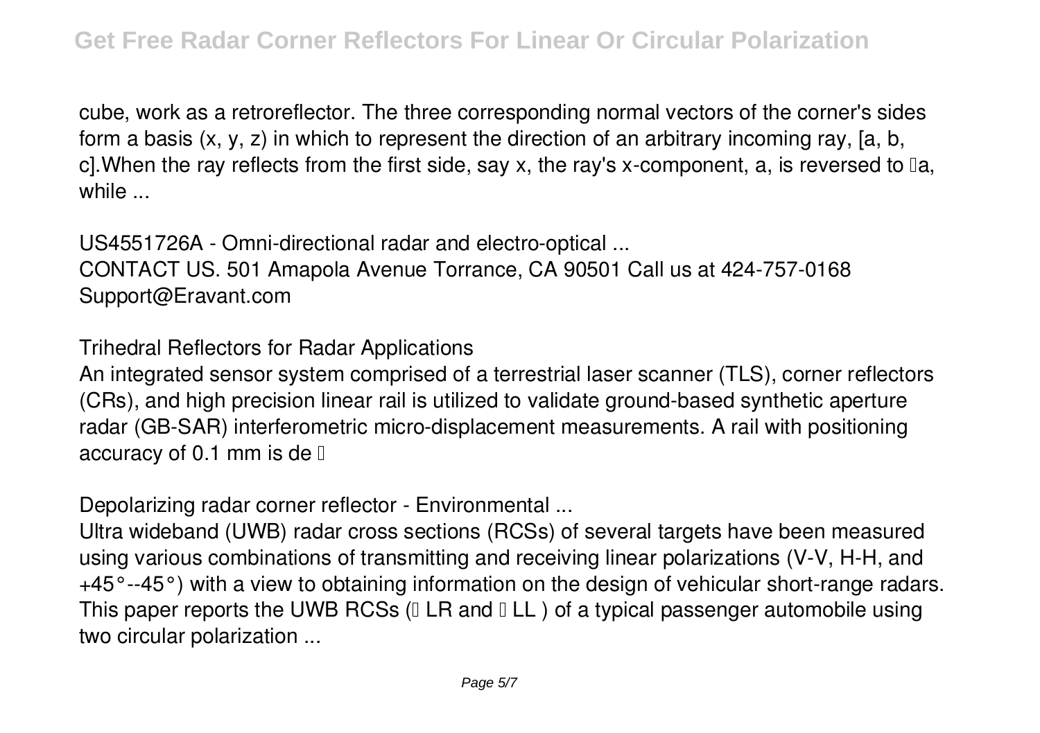cube, work as a retroreflector. The three corresponding normal vectors of the corner's sides form a basis (x, y, z) in which to represent the direction of an arbitrary incoming ray, [a, b, c].When the ray reflects from the first side, say x, the ray's x-component, a, is reversed to −a, while ...

US4551726A - Omni-directional radar and electro-optical ...
CONTACT US. 501 Amapola Avenue Torrance, CA 90501 Call us at 424-757-0168 Support@Eravant.com

Trihedral Reflectors for Radar Applications
An integrated sensor system comprised of a terrestrial laser scanner (TLS), corner reflectors (CRs), and high precision linear rail is utilized to validate ground-based synthetic aperture radar (GB-SAR) interferometric micro-displacement measurements. A rail with positioning accuracy of 0.1 mm is de …

Depolarizing radar corner reflector - Environmental ...
Ultra wideband (UWB) radar cross sections (RCSs) of several targets have been measured using various combinations of transmitting and receiving linear polarizations (V-V, H-H, and +45°--45°) with a view to obtaining information on the design of vehicular short-range radars. This paper reports the UWB RCSs ($\sigma_{LR}$ and $\sigma_{LL}$) of a typical passenger automobile using two circular polarization ...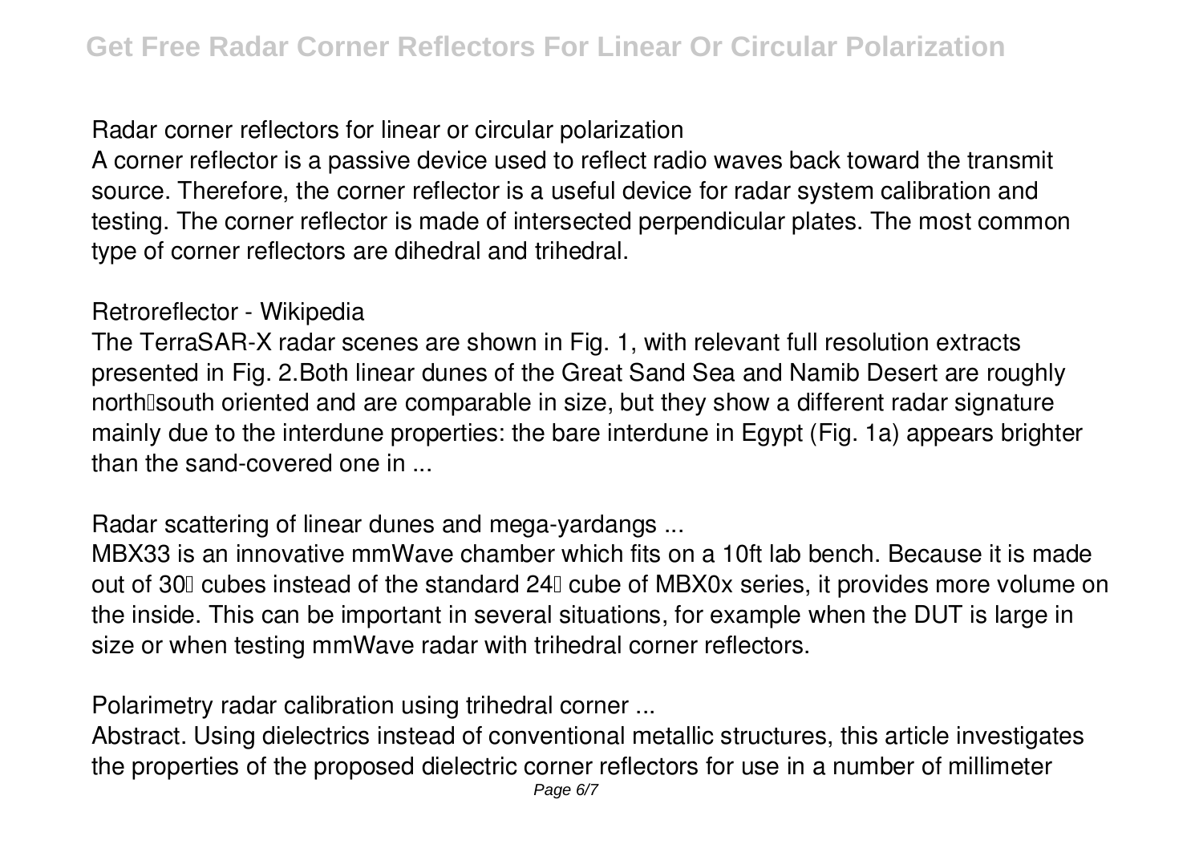**Radar corner reflectors for linear or circular polarization**

A corner reflector is a passive device used to reflect radio waves back toward the transmit source. Therefore, the corner reflector is a useful device for radar system calibration and testing. The corner reflector is made of intersected perpendicular plates. The most common type of corner reflectors are dihedral and trihedral.

**Retroreflector - Wikipedia**

The TerraSAR-X radar scenes are shown in Fig. 1, with relevant full resolution extracts presented in Fig. 2.Both linear dunes of the Great Sand Sea and Namib Desert are roughly north–south oriented and are comparable in size, but they show a different radar signature mainly due to the interdune properties: the bare interdune in Egypt (Fig. 1a) appears brighter than the sand-covered one in ...

**Radar scattering of linear dunes and mega-yardangs ...**

MBX33 is an innovative mmWave chamber which fits on a 10ft lab bench. Because it is made out of 30″ cubes instead of the standard 24″ cube of MBX0x series, it provides more volume on the inside. This can be important in several situations, for example when the DUT is large in size or when testing mmWave radar with trihedral corner reflectors.

**Polarimetry radar calibration using trihedral corner ...**

Abstract. Using dielectrics instead of conventional metallic structures, this article investigates the properties of the proposed dielectric corner reflectors for use in a number of millimeter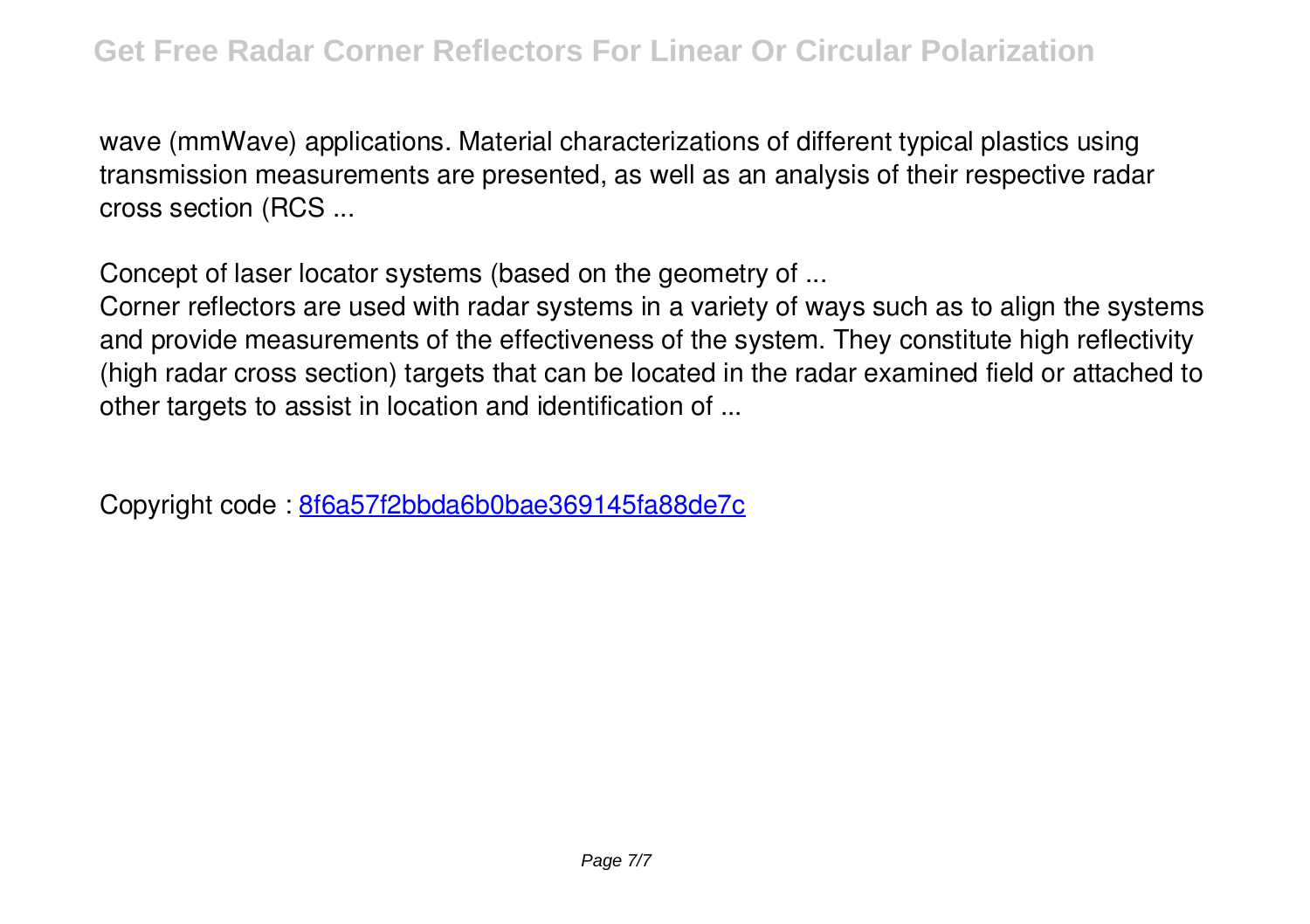wave (mmWave) applications. Material characterizations of different typical plastics using transmission measurements are presented, as well as an analysis of their respective radar cross section (RCS ...

Concept of laser locator systems (based on the geometry of ...

Corner reflectors are used with radar systems in a variety of ways such as to align the systems and provide measurements of the effectiveness of the system. They constitute high reflectivity (high radar cross section) targets that can be located in the radar examined field or attached to other targets to assist in location and identification of ...

Copyright code : 8f6a57f2bbda6b0bae369145fa88de7c